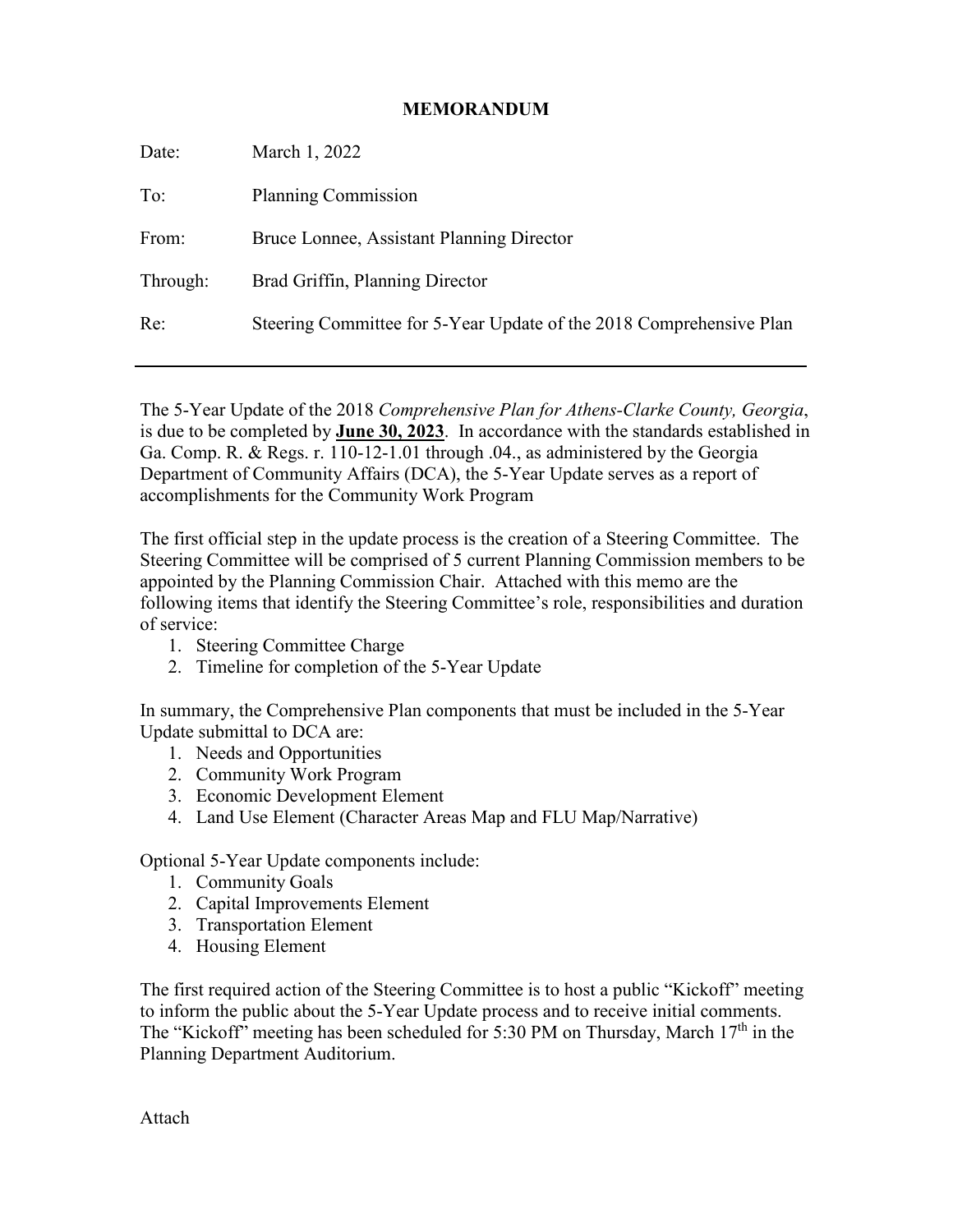# MEMORANDUM

Date: March 1, 2022

To: Planning Commission

From: Bruce Lonnee, Assistant Planning Director

Through: Brad Griffin, Planning Director

Re: Steering Committee for 5-Year Update of the 2018 Comprehensive Plan

---

The 5-Year Update of the 2018 *Comprehensive Plan for Athens-Clarke County, Georgia*, is due to be completed by **June 30, 2023**. In accordance with the standards established in Ga. Comp. R. & Regs. r. 110-12-1.01 through .04., as administered by the Georgia Department of Community Affairs (DCA), the 5-Year Update serves as a report of accomplishments for the Community Work Program

The first official step in the update process is the creation of a Steering Committee. The Steering Committee will be comprised of 5 current Planning Commission members to be appointed by the Planning Commission Chair. Attached with this memo are the following items that identify the Steering Committee's role, responsibilities and duration of service:

1. Steering Committee Charge
2. Timeline for completion of the 5-Year Update

In summary, the Comprehensive Plan components that must be included in the 5-Year Update submittal to DCA are:

1. Needs and Opportunities
2. Community Work Program
3. Economic Development Element
4. Land Use Element (Character Areas Map and FLU Map/Narrative)

Optional 5-Year Update components include:

1. Community Goals
2. Capital Improvements Element
3. Transportation Element
4. Housing Element

The first required action of the Steering Committee is to host a public "Kickoff" meeting to inform the public about the 5-Year Update process and to receive initial comments. The "Kickoff" meeting has been scheduled for 5:30 PM on Thursday, March 17th in the Planning Department Auditorium.

Attach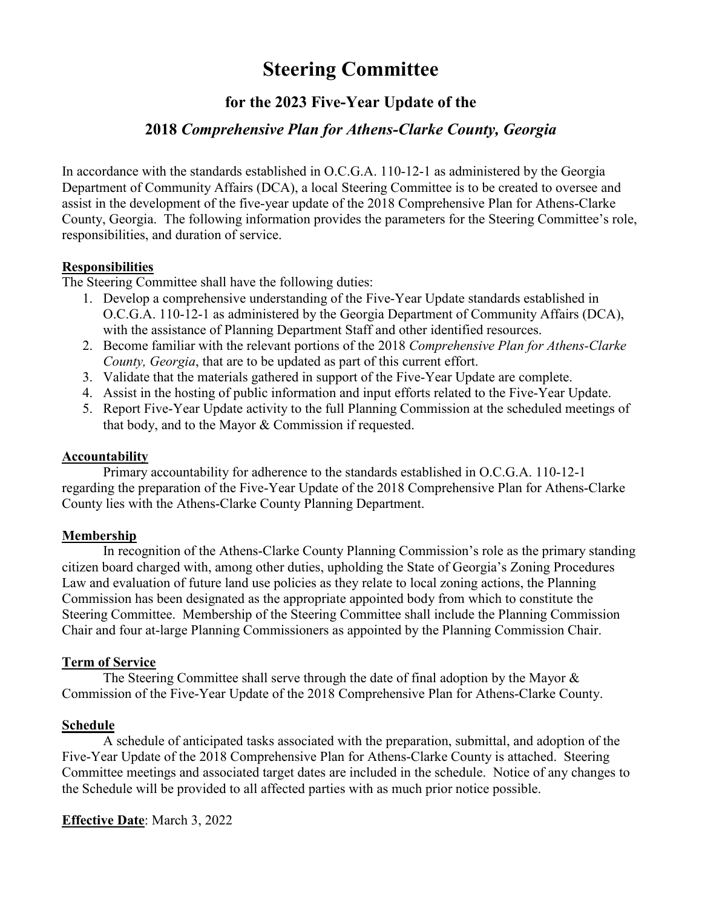# Steering Committee

## for the 2023 Five-Year Update of the

## 2018 *Comprehensive Plan for Athens-Clarke County, Georgia*

In accordance with the standards established in O.C.G.A. 110-12-1 as administered by the Georgia Department of Community Affairs (DCA), a local Steering Committee is to be created to oversee and assist in the development of the five-year update of the 2018 Comprehensive Plan for Athens-Clarke County, Georgia. The following information provides the parameters for the Steering Committee's role, responsibilities, and duration of service.

**Responsibilities**

The Steering Committee shall have the following duties:

1. Develop a comprehensive understanding of the Five-Year Update standards established in O.C.G.A. 110-12-1 as administered by the Georgia Department of Community Affairs (DCA), with the assistance of Planning Department Staff and other identified resources.
2. Become familiar with the relevant portions of the 2018 *Comprehensive Plan for Athens-Clarke County, Georgia*, that are to be updated as part of this current effort.
3. Validate that the materials gathered in support of the Five-Year Update are complete.
4. Assist in the hosting of public information and input efforts related to the Five-Year Update.
5. Report Five-Year Update activity to the full Planning Commission at the scheduled meetings of that body, and to the Mayor & Commission if requested.

**Accountability**

Primary accountability for adherence to the standards established in O.C.G.A. 110-12-1 regarding the preparation of the Five-Year Update of the 2018 Comprehensive Plan for Athens-Clarke County lies with the Athens-Clarke County Planning Department.

**Membership**

In recognition of the Athens-Clarke County Planning Commission's role as the primary standing citizen board charged with, among other duties, upholding the State of Georgia's Zoning Procedures Law and evaluation of future land use policies as they relate to local zoning actions, the Planning Commission has been designated as the appropriate appointed body from which to constitute the Steering Committee. Membership of the Steering Committee shall include the Planning Commission Chair and four at-large Planning Commissioners as appointed by the Planning Commission Chair.

**Term of Service**

The Steering Committee shall serve through the date of final adoption by the Mayor & Commission of the Five-Year Update of the 2018 Comprehensive Plan for Athens-Clarke County.

**Schedule**

A schedule of anticipated tasks associated with the preparation, submittal, and adoption of the Five-Year Update of the 2018 Comprehensive Plan for Athens-Clarke County is attached. Steering Committee meetings and associated target dates are included in the schedule. Notice of any changes to the Schedule will be provided to all affected parties with as much prior notice possible.

**Effective Date**: March 3, 2022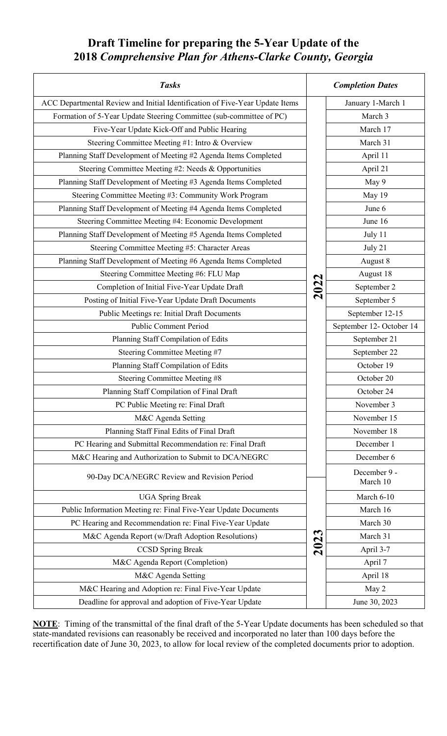# Draft Timeline for preparing the 5-Year Update of the 2018 *Comprehensive Plan for Athens-Clarke County, Georgia*

| *Tasks* | | *Completion Dates* |
|---|---|---|
| ACC Departmental Review and Initial Identification of Five-Year Update Items | 2022 | January 1-March 1 |
| Formation of 5-Year Update Steering Committee (sub-committee of PC) | | March 3 |
| Five-Year Update Kick-Off and Public Hearing | | March 17 |
| Steering Committee Meeting #1: Intro & Overview | | March 31 |
| Planning Staff Development of Meeting #2 Agenda Items Completed | | April 11 |
| Steering Committee Meeting #2: Needs & Opportunities | | April 21 |
| Planning Staff Development of Meeting #3 Agenda Items Completed | | May 9 |
| Steering Committee Meeting #3: Community Work Program | | May 19 |
| Planning Staff Development of Meeting #4 Agenda Items Completed | | June 6 |
| Steering Committee Meeting #4: Economic Development | | June 16 |
| Planning Staff Development of Meeting #5 Agenda Items Completed | | July 11 |
| Steering Committee Meeting #5: Character Areas | | July 21 |
| Planning Staff Development of Meeting #6 Agenda Items Completed | | August 8 |
| Steering Committee Meeting #6: FLU Map | | August 18 |
| Completion of Initial Five-Year Update Draft | | September 2 |
| Posting of Initial Five-Year Update Draft Documents | | September 5 |
| Public Meetings re: Initial Draft Documents | | September 12-15 |
| Public Comment Period | | September 12- October 14 |
| Planning Staff Compilation of Edits | | September 21 |
| Steering Committee Meeting #7 | | September 22 |
| Planning Staff Compilation of Edits | | October 19 |
| Steering Committee Meeting #8 | | October 20 |
| Planning Staff Compilation of Final Draft | | October 24 |
| PC Public Meeting re: Final Draft | | November 3 |
| M&C Agenda Setting | | November 15 |
| Planning Staff Final Edits of Final Draft | | November 18 |
| PC Hearing and Submittal Recommendation re: Final Draft | | December 1 |
| M&C Hearing and Authorization to Submit to DCA/NEGRC | | December 6 |
| 90-Day DCA/NEGRC Review and Revision Period | | December 9 - March 10 |
| UGA Spring Break | 2023 | March 6-10 |
| Public Information Meeting re: Final Five-Year Update Documents | | March 16 |
| PC Hearing and Recommendation re: Final Five-Year Update | | March 30 |
| M&C Agenda Report (w/Draft Adoption Resolutions) | | March 31 |
| CCSD Spring Break | | April 3-7 |
| M&C Agenda Report (Completion) | | April 7 |
| M&C Agenda Setting | | April 18 |
| M&C Hearing and Adoption re: Final Five-Year Update | | May 2 |
| Deadline for approval and adoption of Five-Year Update | | June 30, 2023 |

**NOTE**: Timing of the transmittal of the final draft of the 5-Year Update documents has been scheduled so that state-mandated revisions can reasonably be received and incorporated no later than 100 days before the recertification date of June 30, 2023, to allow for local review of the completed documents prior to adoption.